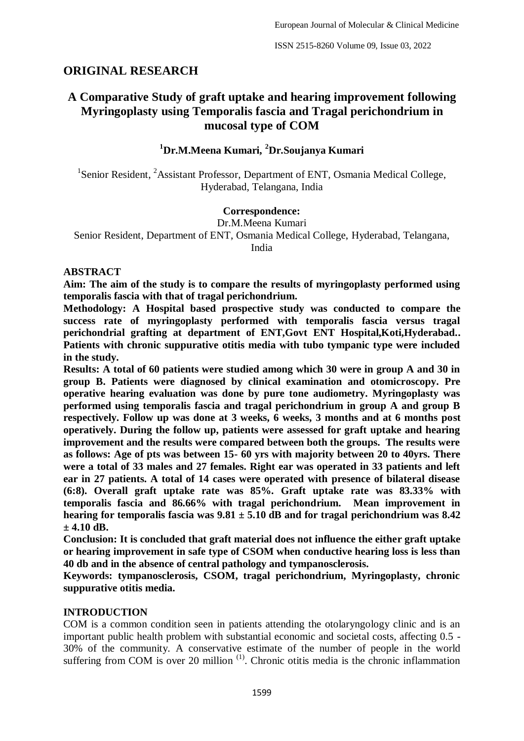## ORIGINAL RESEARCH

# A Comparative Study of graft uptake and hearing improvement following Myringoplasty using Temporalis fascia and Tragal perichondrium in mucosal type of COM

**[1]Dr.M.Meena Kumari, [2]Dr.Soujanya Kumari**

[1]Senior Resident, [2]Assistant Professor, Department of ENT, Osmania Medical College, Hyderabad, Telangana, India

**Correspondence:**

Dr.M.Meena Kumari

Senior Resident, Department of ENT, Osmania Medical College, Hyderabad, Telangana, India

### ABSTRACT

**Aim: The aim of the study is to compare the results of myringoplasty performed using temporalis fascia with that of tragal perichondrium.**

**Methodology: A Hospital based prospective study was conducted to compare the success rate of myringoplasty performed with temporalis fascia versus tragal perichondrial grafting at department of ENT,Govt ENT Hospital,Koti,Hyderabad.. Patients with chronic suppurative otitis media with tubo tympanic type were included in the study.**

**Results: A total of 60 patients were studied among which 30 were in group A and 30 in group B. Patients were diagnosed by clinical examination and otomicroscopy. Pre operative hearing evaluation was done by pure tone audiometry. Myringoplasty was performed using temporalis fascia and tragal perichondrium in group A and group B respectively. Follow up was done at 3 weeks, 6 weeks, 3 months and at 6 months post operatively. During the follow up, patients were assessed for graft uptake and hearing improvement and the results were compared between both the groups. The results were as follows: Age of pts was between 15- 60 yrs with majority between 20 to 40yrs. There were a total of 33 males and 27 females. Right ear was operated in 33 patients and left ear in 27 patients. A total of 14 cases were operated with presence of bilateral disease (6:8). Overall graft uptake rate was 85%. Graft uptake rate was 83.33% with temporalis fascia and 86.66% with tragal perichondrium. Mean improvement in hearing for temporalis fascia was 9.81 ± 5.10 dB and for tragal perichondrium was 8.42 ± 4.10 dB.**

**Conclusion: It is concluded that graft material does not influence the either graft uptake or hearing improvement in safe type of CSOM when conductive hearing loss is less than 40 db and in the absence of central pathology and tympanosclerosis.**

**Keywords: tympanosclerosis, CSOM, tragal perichondrium, Myringoplasty, chronic suppurative otitis media.**

### INTRODUCTION

COM is a common condition seen in patients attending the otolaryngology clinic and is an important public health problem with substantial economic and societal costs, affecting 0.5 - 30% of the community. A conservative estimate of the number of people in the world suffering from COM is over 20 million [1]. Chronic otitis media is the chronic inflammation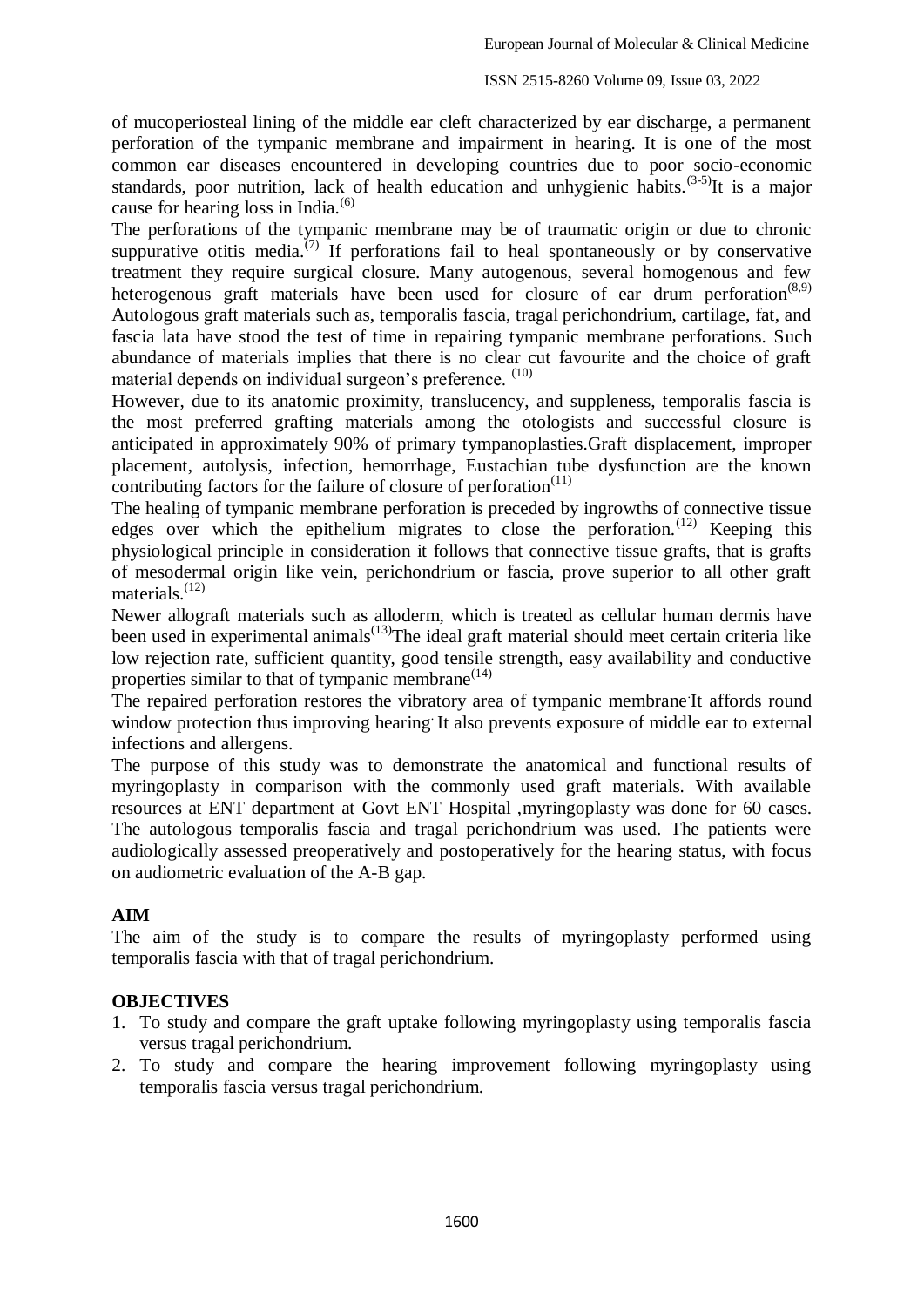of mucoperiosteal lining of the middle ear cleft characterized by ear discharge, a permanent perforation of the tympanic membrane and impairment in hearing. It is one of the most common ear diseases encountered in developing countries due to poor socio-economic standards, poor nutrition, lack of health education and unhygienic habits.[3-5]It is a major cause for hearing loss in India.[6]

The perforations of the tympanic membrane may be of traumatic origin or due to chronic suppurative otitis media.[7] If perforations fail to heal spontaneously or by conservative treatment they require surgical closure. Many autogenous, several homogenous and few heterogenous graft materials have been used for closure of ear drum perforation[8,9] Autologous graft materials such as, temporalis fascia, tragal perichondrium, cartilage, fat, and fascia lata have stood the test of time in repairing tympanic membrane perforations. Such abundance of materials implies that there is no clear cut favourite and the choice of graft material depends on individual surgeon's preference. [10]

However, due to its anatomic proximity, translucency, and suppleness, temporalis fascia is the most preferred grafting materials among the otologists and successful closure is anticipated in approximately 90% of primary tympanoplasties.Graft displacement, improper placement, autolysis, infection, hemorrhage, Eustachian tube dysfunction are the known contributing factors for the failure of closure of perforation[11]

The healing of tympanic membrane perforation is preceded by ingrowths of connective tissue edges over which the epithelium migrates to close the perforation.[12] Keeping this physiological principle in consideration it follows that connective tissue grafts, that is grafts of mesodermal origin like vein, perichondrium or fascia, prove superior to all other graft materials.[12]

Newer allograft materials such as alloderm, which is treated as cellular human dermis have been used in experimental animals[13]The ideal graft material should meet certain criteria like low rejection rate, sufficient quantity, good tensile strength, easy availability and conductive properties similar to that of tympanic membrane[14]

The repaired perforation restores the vibratory area of tympanic membrane.It affords round window protection thus improving hearing. It also prevents exposure of middle ear to external infections and allergens.

The purpose of this study was to demonstrate the anatomical and functional results of myringoplasty in comparison with the commonly used graft materials. With available resources at ENT department at Govt ENT Hospital ,myringoplasty was done for 60 cases. The autologous temporalis fascia and tragal perichondrium was used. The patients were audiologically assessed preoperatively and postoperatively for the hearing status, with focus on audiometric evaluation of the A-B gap.

## AIM

The aim of the study is to compare the results of myringoplasty performed using temporalis fascia with that of tragal perichondrium.

## OBJECTIVES

1. To study and compare the graft uptake following myringoplasty using temporalis fascia versus tragal perichondrium.
2. To study and compare the hearing improvement following myringoplasty using temporalis fascia versus tragal perichondrium.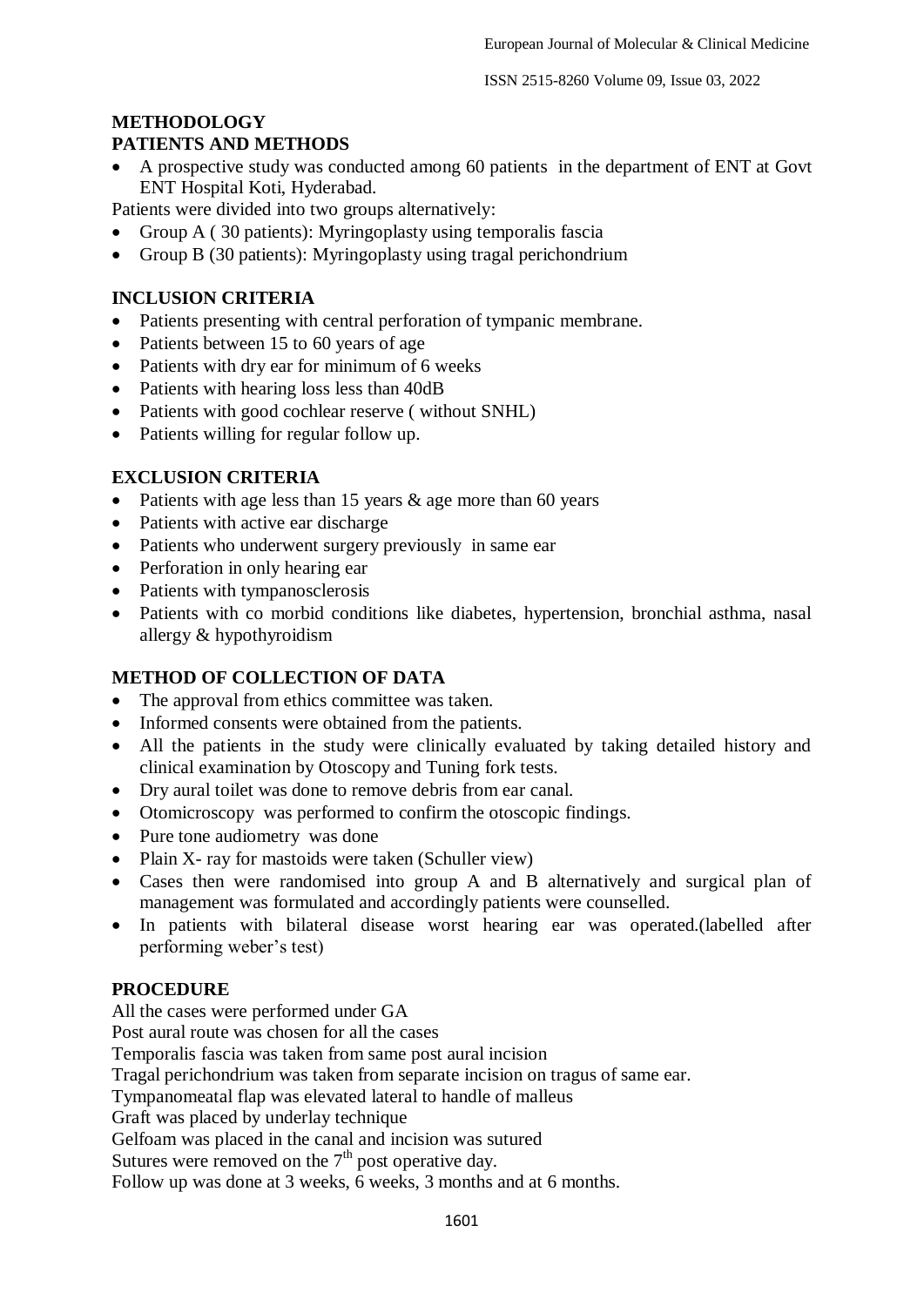## METHODOLOGY

### PATIENTS AND METHODS

- A prospective study was conducted among 60 patients in the department of ENT at Govt ENT Hospital Koti, Hyderabad.

Patients were divided into two groups alternatively:

- Group A ( 30 patients): Myringoplasty using temporalis fascia
- Group B (30 patients): Myringoplasty using tragal perichondrium

### INCLUSION CRITERIA

- Patients presenting with central perforation of tympanic membrane.
- Patients between 15 to 60 years of age
- Patients with dry ear for minimum of 6 weeks
- Patients with hearing loss less than 40dB
- Patients with good cochlear reserve ( without SNHL)
- Patients willing for regular follow up.

### EXCLUSION CRITERIA

- Patients with age less than 15 years & age more than 60 years
- Patients with active ear discharge
- Patients who underwent surgery previously in same ear
- Perforation in only hearing ear
- Patients with tympanosclerosis
- Patients with co morbid conditions like diabetes, hypertension, bronchial asthma, nasal allergy & hypothyroidism

### METHOD OF COLLECTION OF DATA

- The approval from ethics committee was taken.
- Informed consents were obtained from the patients.
- All the patients in the study were clinically evaluated by taking detailed history and clinical examination by Otoscopy and Tuning fork tests.
- Dry aural toilet was done to remove debris from ear canal.
- Otomicroscopy was performed to confirm the otoscopic findings.
- Pure tone audiometry was done
- Plain X- ray for mastoids were taken (Schuller view)
- Cases then were randomised into group A and B alternatively and surgical plan of management was formulated and accordingly patients were counselled.
- In patients with bilateral disease worst hearing ear was operated.(labelled after performing weber's test)

### PROCEDURE

All the cases were performed under GA

Post aural route was chosen for all the cases

Temporalis fascia was taken from same post aural incision

Tragal perichondrium was taken from separate incision on tragus of same ear.

Tympanomeatal flap was elevated lateral to handle of malleus

Graft was placed by underlay technique

Gelfoam was placed in the canal and incision was sutured

Sutures were removed on the $7^{th}$ post operative day.

Follow up was done at 3 weeks, 6 weeks, 3 months and at 6 months.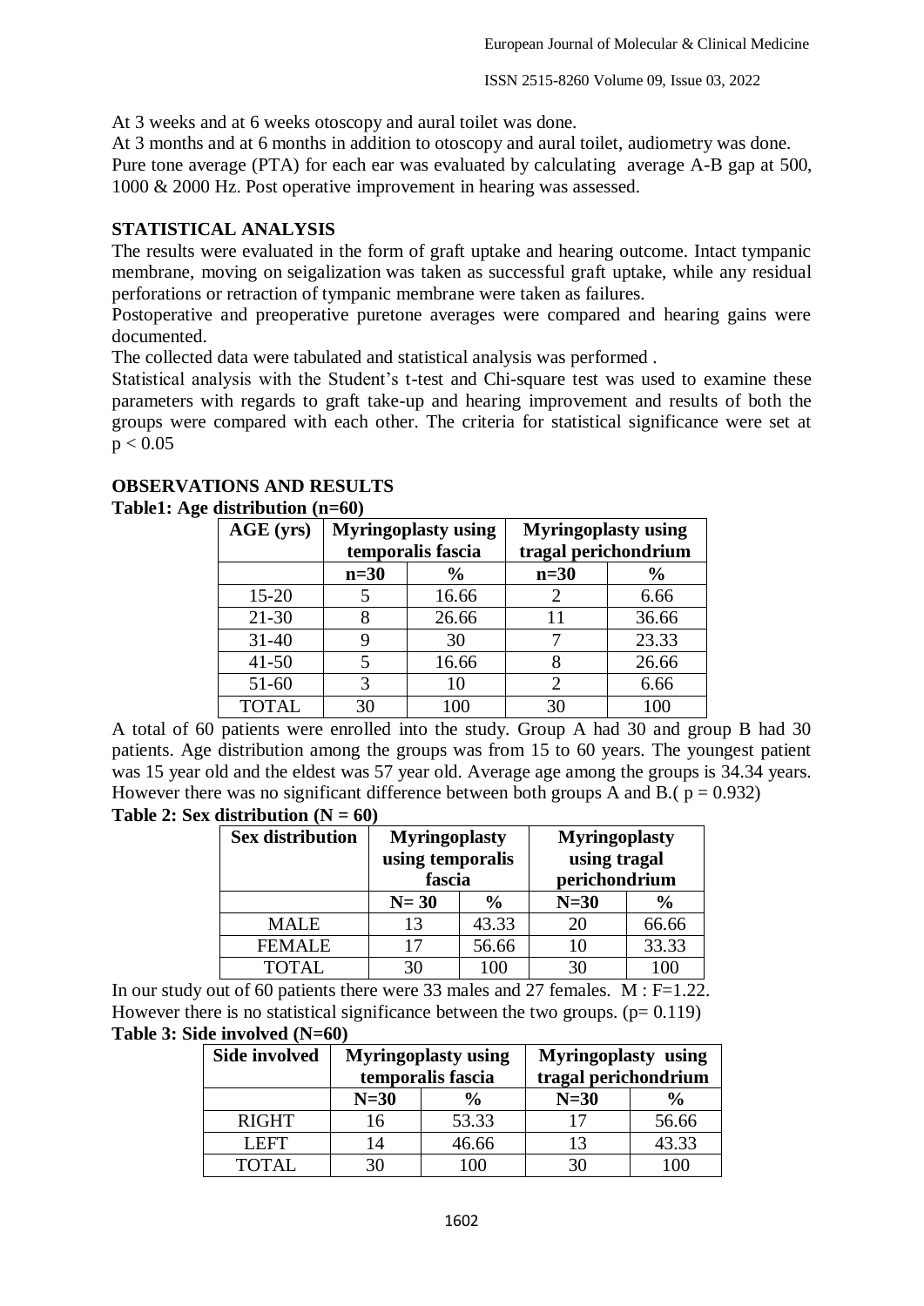At 3 weeks and at 6 weeks otoscopy and aural toilet was done.

At 3 months and at 6 months in addition to otoscopy and aural toilet, audiometry was done.

Pure tone average (PTA) for each ear was evaluated by calculating average A-B gap at 500, 1000 & 2000 Hz. Post operative improvement in hearing was assessed.

## STATISTICAL ANALYSIS

The results were evaluated in the form of graft uptake and hearing outcome. Intact tympanic membrane, moving on seigalization was taken as successful graft uptake, while any residual perforations or retraction of tympanic membrane were taken as failures.

Postoperative and preoperative puretone averages were compared and hearing gains were documented.

The collected data were tabulated and statistical analysis was performed .

Statistical analysis with the Student's t-test and Chi-square test was used to examine these parameters with regards to graft take-up and hearing improvement and results of both the groups were compared with each other. The criteria for statistical significance were set at $p < 0.05$

## OBSERVATIONS AND RESULTS

**Table1: Age distribution (n=60)**

| AGE (yrs) | Myringoplasty using temporalis fascia | | Myringoplasty using tragal perichondrium | |
|---|---|---|---|---|
| | n=30 | % | n=30 | % |
| 15-20 | 5 | 16.66 | 2 | 6.66 |
| 21-30 | 8 | 26.66 | 11 | 36.66 |
| 31-40 | 9 | 30 | 7 | 23.33 |
| 41-50 | 5 | 16.66 | 8 | 26.66 |
| 51-60 | 3 | 10 | 2 | 6.66 |
| TOTAL | 30 | 100 | 30 | 100 |

A total of 60 patients were enrolled into the study. Group A had 30 and group B had 30 patients. Age distribution among the groups was from 15 to 60 years. The youngest patient was 15 year old and the eldest was 57 year old. Average age among the groups is 34.34 years. However there was no significant difference between both groups A and B.( $p = 0.932$)

**Table 2: Sex distribution (N = 60)**

| Sex distribution | Myringoplasty using temporalis fascia | | Myringoplasty using tragal perichondrium | |
|---|---|---|---|---|
| | N= 30 | % | N=30 | % |
| MALE | 13 | 43.33 | 20 | 66.66 |
| FEMALE | 17 | 56.66 | 10 | 33.33 |
| TOTAL | 30 | 100 | 30 | 100 |

In our study out of 60 patients there were 33 males and 27 females. M : F=1.22.

However there is no statistical significance between the two groups. ($p= 0.119$)

**Table 3: Side involved (N=60)**

| Side involved | Myringoplasty using temporalis fascia | | Myringoplasty using tragal perichondrium | |
|---|---|---|---|---|
| | N=30 | % | N=30 | % |
| RIGHT | 16 | 53.33 | 17 | 56.66 |
| LEFT | 14 | 46.66 | 13 | 43.33 |
| TOTAL | 30 | 100 | 30 | 100 |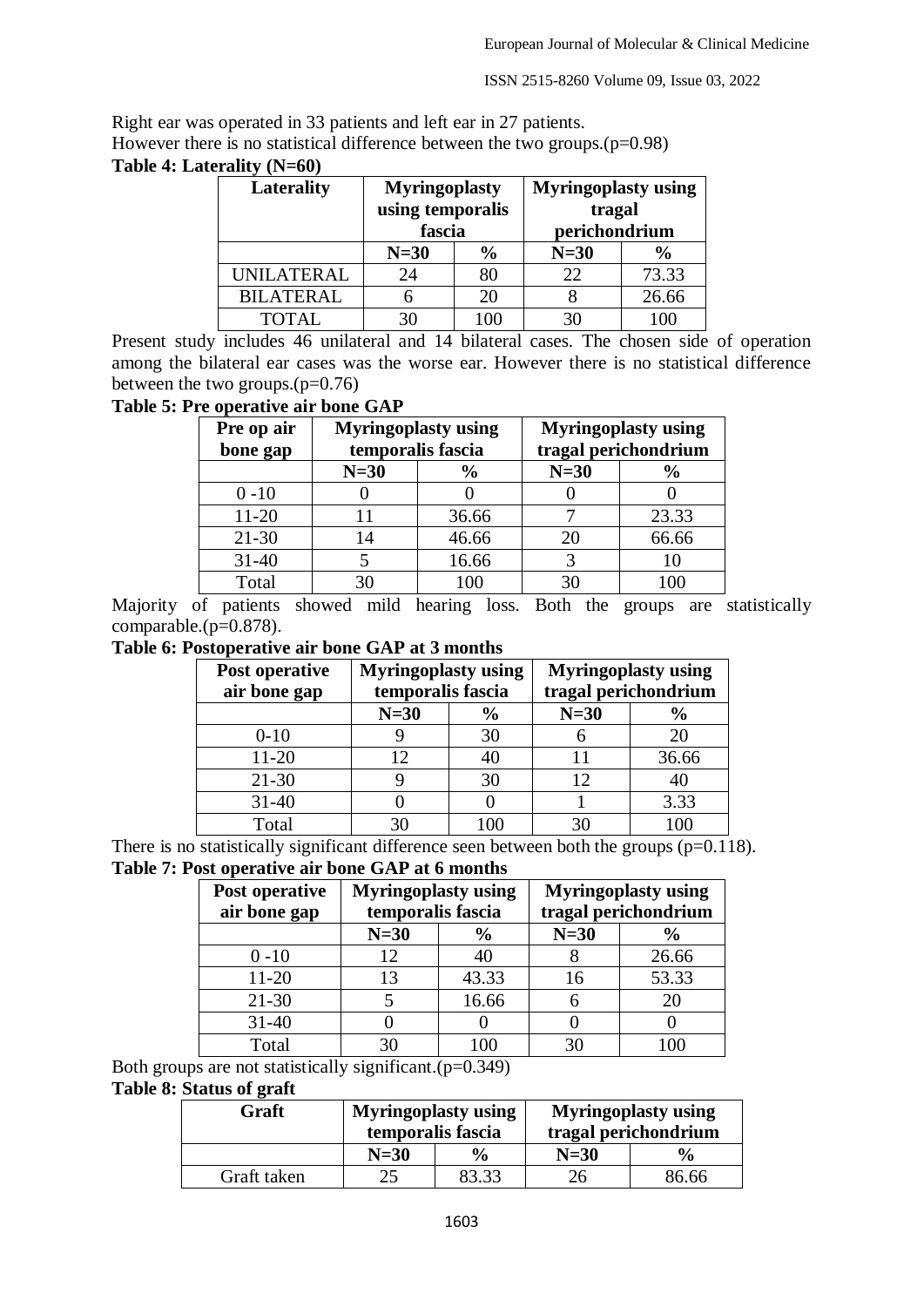Right ear was operated in 33 patients and left ear in 27 patients.
However there is no statistical difference between the two groups.(p=0.98)

**Table 4: Laterality (N=60)**

| Laterality | Myringoplasty using temporalis fascia | | Myringoplasty using tragal perichondrium | |
|---|---|---|---|---|
| | N=30 | % | N=30 | % |
| UNILATERAL | 24 | 80 | 22 | 73.33 |
| BILATERAL | 6 | 20 | 8 | 26.66 |
| TOTAL | 30 | 100 | 30 | 100 |

Present study includes 46 unilateral and 14 bilateral cases. The chosen side of operation among the bilateral ear cases was the worse ear. However there is no statistical difference between the two groups.(p=0.76)

**Table 5: Pre operative air bone GAP**

| Pre op air bone gap | Myringoplasty using temporalis fascia | | Myringoplasty using tragal perichondrium | |
|---|---|---|---|---|
| | N=30 | % | N=30 | % |
| 0 -10 | 0 | 0 | 0 | 0 |
| 11-20 | 11 | 36.66 | 7 | 23.33 |
| 21-30 | 14 | 46.66 | 20 | 66.66 |
| 31-40 | 5 | 16.66 | 3 | 10 |
| Total | 30 | 100 | 30 | 100 |

Majority of patients showed mild hearing loss. Both the groups are statistically comparable.(p=0.878).

**Table 6: Postoperative air bone GAP at 3 months**

| Post operative air bone gap | Myringoplasty using temporalis fascia | | Myringoplasty using tragal perichondrium | |
|---|---|---|---|---|
| | N=30 | % | N=30 | % |
| 0-10 | 9 | 30 | 6 | 20 |
| 11-20 | 12 | 40 | 11 | 36.66 |
| 21-30 | 9 | 30 | 12 | 40 |
| 31-40 | 0 | 0 | 1 | 3.33 |
| Total | 30 | 100 | 30 | 100 |

There is no statistically significant difference seen between both the groups (p=0.118).

**Table 7: Post operative air bone GAP at 6 months**

| Post operative air bone gap | Myringoplasty using temporalis fascia | | Myringoplasty using tragal perichondrium | |
|---|---|---|---|---|
| | N=30 | % | N=30 | % |
| 0 -10 | 12 | 40 | 8 | 26.66 |
| 11-20 | 13 | 43.33 | 16 | 53.33 |
| 21-30 | 5 | 16.66 | 6 | 20 |
| 31-40 | 0 | 0 | 0 | 0 |
| Total | 30 | 100 | 30 | 100 |

Both groups are not statistically significant.(p=0.349)

**Table 8: Status of graft**

| Graft | Myringoplasty using temporalis fascia | | Myringoplasty using tragal perichondrium | |
|---|---|---|---|---|
| | N=30 | % | N=30 | % |
| Graft taken | 25 | 83.33 | 26 | 86.66 |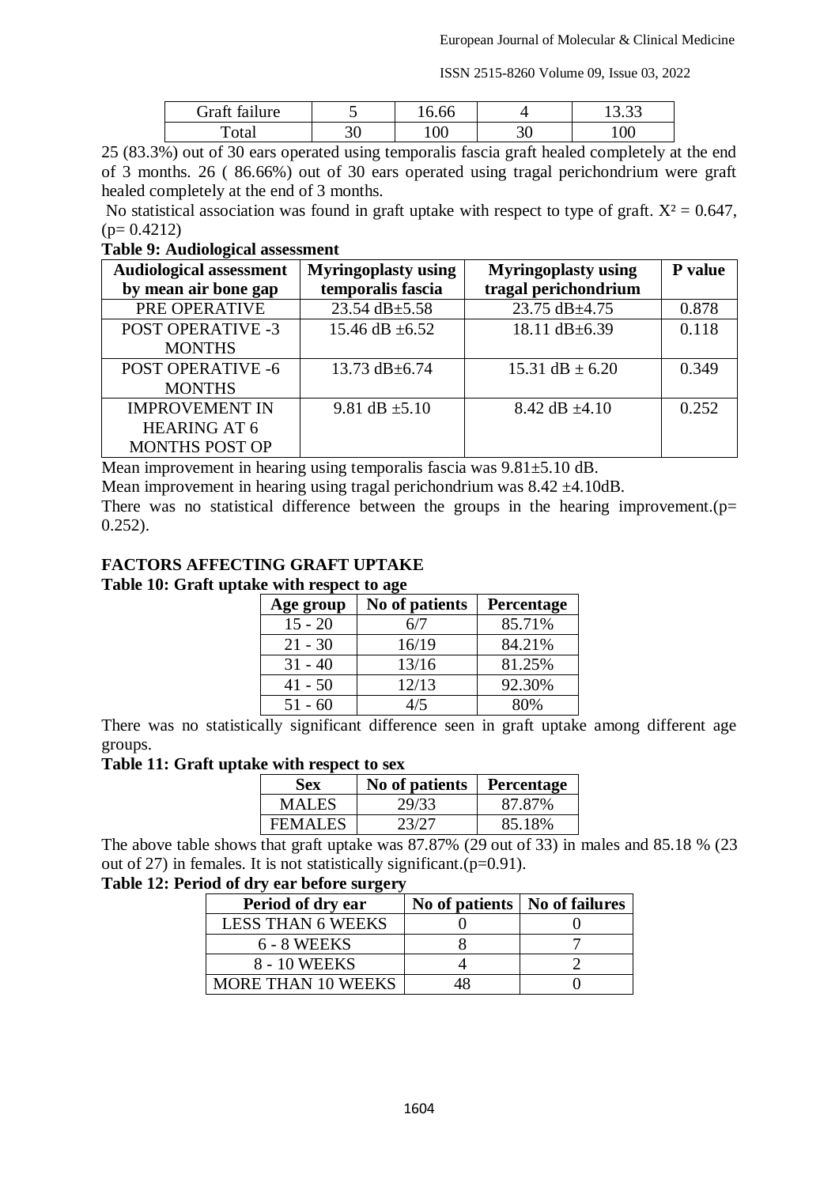| Graft failure | 5 | 16.66 | 4 | 13.33 |
|---|---|---|---|---|
| Total | 30 | 100 | 30 | 100 |

25 (83.3%) out of 30 ears operated using temporalis fascia graft healed completely at the end of 3 months. 26 ( 86.66%) out of 30 ears operated using tragal perichondrium were graft healed completely at the end of 3 months.

No statistical association was found in graft uptake with respect to type of graft. $X^2 = 0.647$, ($p= 0.4212$)

**Table 9: Audiological assessment**

| Audiological assessment by mean air bone gap | Myringoplasty using temporalis fascia | Myringoplasty using tragal perichondrium | P value |
|---|---|---|---|
| PRE OPERATIVE | 23.54 dB±5.58 | 23.75 dB±4.75 | 0.878 |
| POST OPERATIVE -3 MONTHS | 15.46 dB ±6.52 | 18.11 dB±6.39 | 0.118 |
| POST OPERATIVE -6 MONTHS | 13.73 dB±6.74 | 15.31 dB ± 6.20 | 0.349 |
| IMPROVEMENT IN HEARING AT 6 MONTHS POST OP | 9.81 dB ±5.10 | 8.42 dB ±4.10 | 0.252 |

Mean improvement in hearing using temporalis fascia was 9.81±5.10 dB.

Mean improvement in hearing using tragal perichondrium was 8.42 ±4.10dB.

There was no statistical difference between the groups in the hearing improvement.($p= 0.252$).

## FACTORS AFFECTING GRAFT UPTAKE

**Table 10: Graft uptake with respect to age**

| Age group | No of patients | Percentage |
|---|---|---|
| 15 - 20 | 6/7 | 85.71% |
| 21 - 30 | 16/19 | 84.21% |
| 31 - 40 | 13/16 | 81.25% |
| 41 - 50 | 12/13 | 92.30% |
| 51 - 60 | 4/5 | 80% |

There was no statistically significant difference seen in graft uptake among different age groups.

**Table 11: Graft uptake with respect to sex**

| Sex | No of patients | Percentage |
|---|---|---|
| MALES | 29/33 | 87.87% |
| FEMALES | 23/27 | 85.18% |

The above table shows that graft uptake was 87.87% (29 out of 33) in males and 85.18 % (23 out of 27) in females. It is not statistically significant.($p=0.91$).

**Table 12: Period of dry ear before surgery**

| Period of dry ear | No of patients | No of failures |
|---|---|---|
| LESS THAN 6 WEEKS | 0 | 0 |
| 6 - 8 WEEKS | 8 | 7 |
| 8 - 10 WEEKS | 4 | 2 |
| MORE THAN 10 WEEKS | 48 | 0 |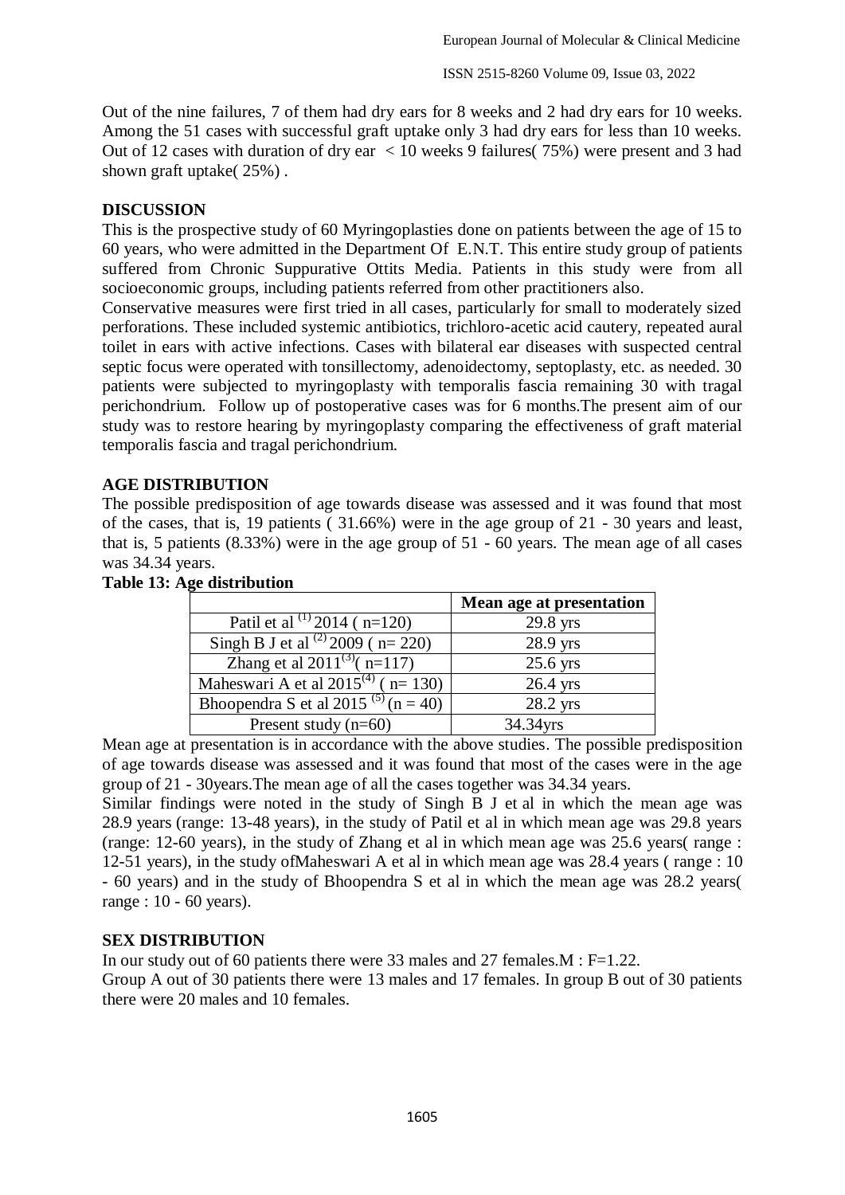Out of the nine failures, 7 of them had dry ears for 8 weeks and 2 had dry ears for 10 weeks. Among the 51 cases with successful graft uptake only 3 had dry ears for less than 10 weeks. Out of 12 cases with duration of dry ear < 10 weeks 9 failures( 75%) were present and 3 had shown graft uptake( 25%) .

## DISCUSSION

This is the prospective study of 60 Myringoplasties done on patients between the age of 15 to 60 years, who were admitted in the Department Of E.N.T. This entire study group of patients suffered from Chronic Suppurative Ottits Media. Patients in this study were from all socioeconomic groups, including patients referred from other practitioners also.

Conservative measures were first tried in all cases, particularly for small to moderately sized perforations. These included systemic antibiotics, trichloro-acetic acid cautery, repeated aural toilet in ears with active infections. Cases with bilateral ear diseases with suspected central septic focus were operated with tonsillectomy, adenoidectomy, septoplasty, etc. as needed. 30 patients were subjected to myringoplasty with temporalis fascia remaining 30 with tragal perichondrium. Follow up of postoperative cases was for 6 months.The present aim of our study was to restore hearing by myringoplasty comparing the effectiveness of graft material temporalis fascia and tragal perichondrium.

## AGE DISTRIBUTION

The possible predisposition of age towards disease was assessed and it was found that most of the cases, that is, 19 patients ( 31.66%) were in the age group of 21 - 30 years and least, that is, 5 patients (8.33%) were in the age group of 51 - 60 years. The mean age of all cases was 34.34 years.

**Table 13: Age distribution**

| | Mean age at presentation |
|---|---|
| Patil et al [1] 2014 ( n=120) | 29.8 yrs |
| Singh B J et al [2] 2009 ( n= 220) | 28.9 yrs |
| Zhang et al 2011[3]( n=117) | 25.6 yrs |
| Maheswari A et al 2015[4] ( n= 130) | 26.4 yrs |
| Bhoopendra S et al 2015 [5] (n = 40) | 28.2 yrs |
| Present study (n=60) | 34.34yrs |

Mean age at presentation is in accordance with the above studies. The possible predisposition of age towards disease was assessed and it was found that most of the cases were in the age group of 21 - 30years.The mean age of all the cases together was 34.34 years.

Similar findings were noted in the study of Singh B J et al in which the mean age was 28.9 years (range: 13-48 years), in the study of Patil et al in which mean age was 29.8 years (range: 12-60 years), in the study of Zhang et al in which mean age was 25.6 years( range : 12-51 years), in the study ofMaheswari A et al in which mean age was 28.4 years ( range : 10 - 60 years) and in the study of Bhoopendra S et al in which the mean age was 28.2 years( range : 10 - 60 years).

## SEX DISTRIBUTION

In our study out of 60 patients there were 33 males and 27 females.M : F=1.22.

Group A out of 30 patients there were 13 males and 17 females. In group B out of 30 patients there were 20 males and 10 females.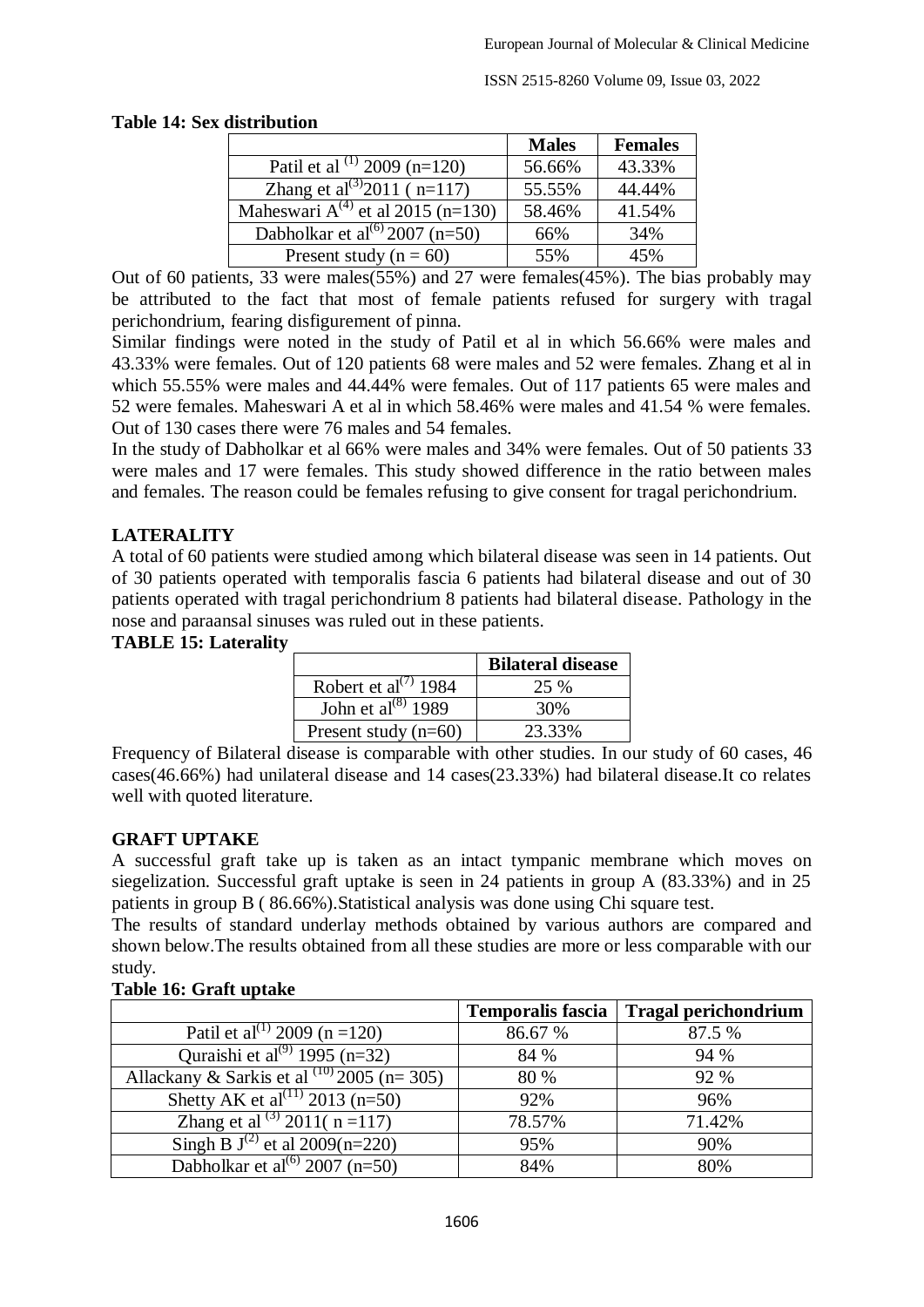**Table 14: Sex distribution**

| | Males | Females |
|---|---|---|
| Patil et al [1] 2009 (n=120) | 56.66% | 43.33% |
| Zhang et al[3] 2011 ( n=117) | 55.55% | 44.44% |
| Maheswari A[4] et al 2015 (n=130) | 58.46% | 41.54% |
| Dabholkar et al[6] 2007 (n=50) | 66% | 34% |
| Present study (n = 60) | 55% | 45% |

Out of 60 patients, 33 were males(55%) and 27 were females(45%). The bias probably may be attributed to the fact that most of female patients refused for surgery with tragal perichondrium, fearing disfigurement of pinna.

Similar findings were noted in the study of Patil et al in which 56.66% were males and 43.33% were females. Out of 120 patients 68 were males and 52 were females. Zhang et al in which 55.55% were males and 44.44% were females. Out of 117 patients 65 were males and 52 were females. Maheswari A et al in which 58.46% were males and 41.54 % were females. Out of 130 cases there were 76 males and 54 females.

In the study of Dabholkar et al 66% were males and 34% were females. Out of 50 patients 33 were males and 17 were females. This study showed difference in the ratio between males and females. The reason could be females refusing to give consent for tragal perichondrium.

## LATERALITY

A total of 60 patients were studied among which bilateral disease was seen in 14 patients. Out of 30 patients operated with temporalis fascia 6 patients had bilateral disease and out of 30 patients operated with tragal perichondrium 8 patients had bilateral disease. Pathology in the nose and paraansal sinuses was ruled out in these patients.

**TABLE 15: Laterality**

| | Bilateral disease |
|---|---|
| Robert et al[7] 1984 | 25 % |
| John et al[8] 1989 | 30% |
| Present study (n=60) | 23.33% |

Frequency of Bilateral disease is comparable with other studies. In our study of 60 cases, 46 cases(46.66%) had unilateral disease and 14 cases(23.33%) had bilateral disease.It co relates well with quoted literature.

## GRAFT UPTAKE

A successful graft take up is taken as an intact tympanic membrane which moves on siegelization. Successful graft uptake is seen in 24 patients in group A (83.33%) and in 25 patients in group B ( 86.66%).Statistical analysis was done using Chi square test.

The results of standard underlay methods obtained by various authors are compared and shown below.The results obtained from all these studies are more or less comparable with our study.

**Table 16: Graft uptake**

| | Temporalis fascia | Tragal perichondrium |
|---|---|---|
| Patil et al[1] 2009 (n =120) | 86.67 % | 87.5 % |
| Quraishi et al[9] 1995 (n=32) | 84 % | 94 % |
| Allackany & Sarkis et al [10] 2005 (n= 305) | 80 % | 92 % |
| Shetty AK et al[11] 2013 (n=50) | 92% | 96% |
| Zhang et al [3] 2011( n =117) | 78.57% | 71.42% |
| Singh B J[2] et al 2009(n=220) | 95% | 90% |
| Dabholkar et al[6] 2007 (n=50) | 84% | 80% |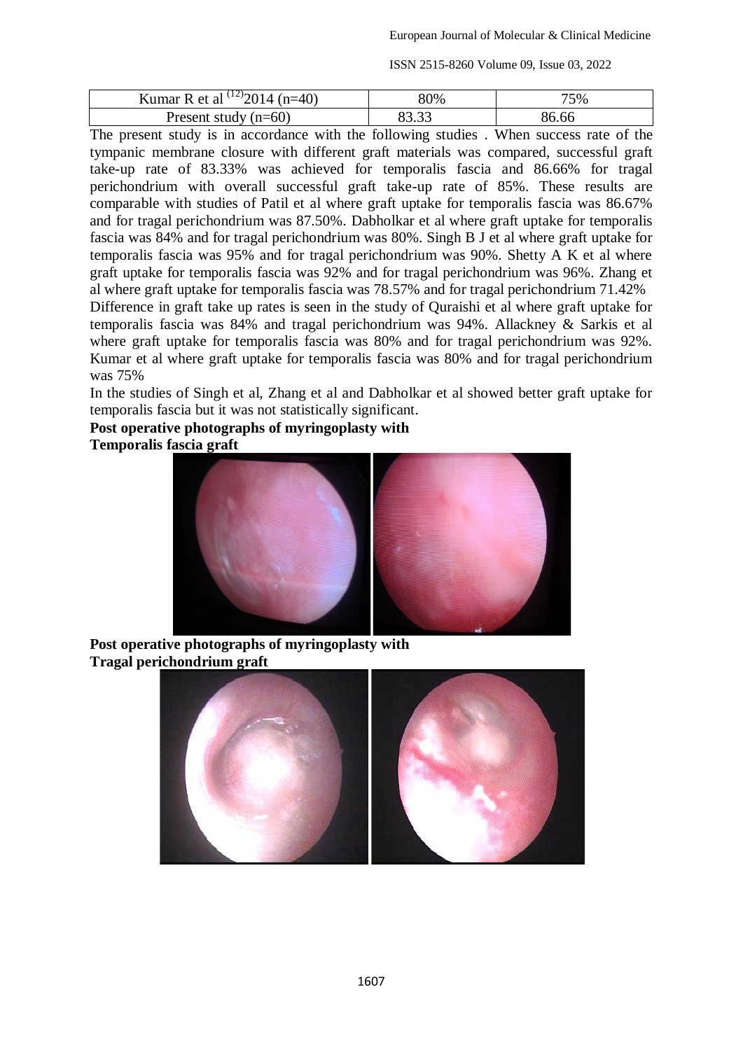| Kumar R et al [12] 2014 (n=40) | 80% | 75% |
|---|---|---|
| Present study (n=60) | 83.33 | 86.66 |

The present study is in accordance with the following studies . When success rate of the tympanic membrane closure with different graft materials was compared, successful graft take-up rate of 83.33% was achieved for temporalis fascia and 86.66% for tragal perichondrium with overall successful graft take-up rate of 85%. These results are comparable with studies of Patil et al where graft uptake for temporalis fascia was 86.67% and for tragal perichondrium was 87.50%. Dabholkar et al where graft uptake for temporalis fascia was 84% and for tragal perichondrium was 80%. Singh B J et al where graft uptake for temporalis fascia was 95% and for tragal perichondrium was 90%. Shetty A K et al where graft uptake for temporalis fascia was 92% and for tragal perichondrium was 96%. Zhang et al where graft uptake for temporalis fascia was 78.57% and for tragal perichondrium 71.42%

Difference in graft take up rates is seen in the study of Quraishi et al where graft uptake for temporalis fascia was 84% and tragal perichondrium was 94%. Allackney & Sarkis et al where graft uptake for temporalis fascia was 80% and for tragal perichondrium was 92%. Kumar et al where graft uptake for temporalis fascia was 80% and for tragal perichondrium was 75%

In the studies of Singh et al, Zhang et al and Dabholkar et al showed better graft uptake for temporalis fascia but it was not statistically significant.

**Post operative photographs of myringoplasty with Temporalis fascia graft**

**Post operative photographs of myringoplasty with Tragal perichondrium graft**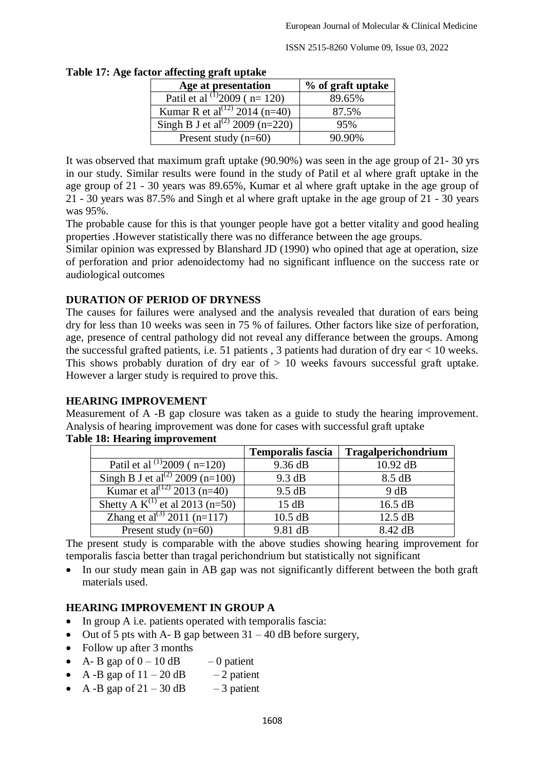**Table 17: Age factor affecting graft uptake**

| Age at presentation | % of graft uptake |
|---|---|
| Patil et al [1] 2009 ( n= 120) | 89.65% |
| Kumar R et al [12] 2014 (n=40) | 87.5% |
| Singh B J et al [2] 2009 (n=220) | 95% |
| Present study (n=60) | 90.90% |

It was observed that maximum graft uptake (90.90%) was seen in the age group of 21- 30 yrs in our study. Similar results were found in the study of Patil et al where graft uptake in the age group of 21 - 30 years was 89.65%, Kumar et al where graft uptake in the age group of 21 - 30 years was 87.5% and Singh et al where graft uptake in the age group of 21 - 30 years was 95%.

The probable cause for this is that younger people have got a better vitality and good healing properties .However statistically there was no differance between the age groups.

Similar opinion was expressed by Blanshard JD (1990) who opined that age at operation, size of perforation and prior adenoidectomy had no significant influence on the success rate or audiological outcomes

**DURATION OF PERIOD OF DRYNESS**

The causes for failures were analysed and the analysis revealed that duration of ears being dry for less than 10 weeks was seen in 75 % of failures. Other factors like size of perforation, age, presence of central pathology did not reveal any differance between the groups. Among the successful grafted patients, i.e. 51 patients , 3 patients had duration of dry ear < 10 weeks. This shows probably duration of dry ear of > 10 weeks favours successful graft uptake. However a larger study is required to prove this.

**HEARING IMPROVEMENT**

Measurement of A -B gap closure was taken as a guide to study the hearing improvement. Analysis of hearing improvement was done for cases with successful graft uptake

**Table 18: Hearing improvement**

| | Temporalis fascia | Tragalperichondrium |
|---|---|---|
| Patil et al [1] 2009 ( n=120) | 9.36 dB | 10.92 dB |
| Singh B J et al [2] 2009 (n=100) | 9.3 dB | 8.5 dB |
| Kumar et al [12] 2013 (n=40) | 9.5 dB | 9 dB |
| Shetty A K [1] et al 2013 (n=50) | 15 dB | 16.5 dB |
| Zhang et al [3] 2011 (n=117) | 10.5 dB | 12.5 dB |
| Present study (n=60) | 9.81 dB | 8.42 dB |

The present study is comparable with the above studies showing hearing improvement for temporalis fascia better than tragal perichondrium but statistically not significant

- In our study mean gain in AB gap was not significantly different between the both graft materials used.

**HEARING IMPROVEMENT IN GROUP A**

- In group A i.e. patients operated with temporalis fascia:
- Out of 5 pts with A- B gap between 31 – 40 dB before surgery,
- Follow up after 3 months
- A- B gap of 0 – 10 dB – 0 patient
- A -B gap of 11 – 20 dB – 2 patient
- A -B gap of 21 – 30 dB – 3 patient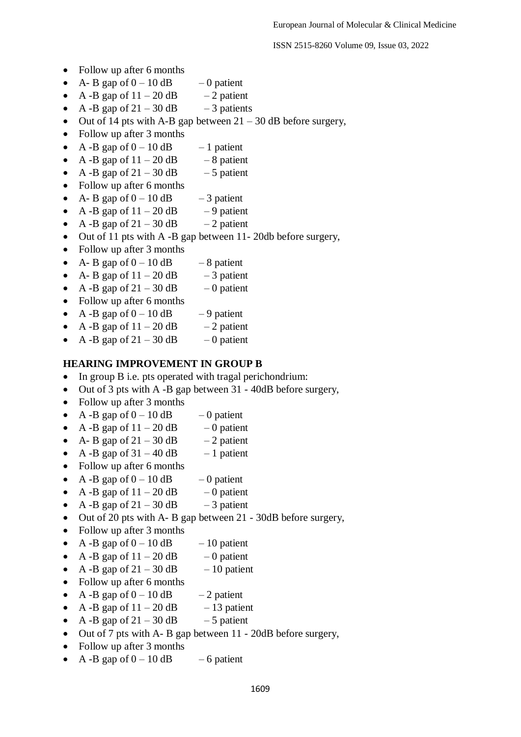- Follow up after 6 months
- A- B gap of 0 – 10 dB – 0 patient
- A -B gap of 11 – 20 dB – 2 patient
- A -B gap of 21 – 30 dB – 3 patients
- Out of 14 pts with A-B gap between 21 – 30 dB before surgery,
- Follow up after 3 months
- A -B gap of 0 – 10 dB – 1 patient
- A -B gap of 11 – 20 dB – 8 patient
- A -B gap of 21 – 30 dB – 5 patient
- Follow up after 6 months
- A- B gap of 0 – 10 dB – 3 patient
- A -B gap of 11 – 20 dB – 9 patient
- A -B gap of 21 – 30 dB – 2 patient
- Out of 11 pts with A -B gap between 11- 20db before surgery,
- Follow up after 3 months
- A- B gap of 0 – 10 dB – 8 patient
- A- B gap of 11 – 20 dB – 3 patient
- A -B gap of 21 – 30 dB – 0 patient
- Follow up after 6 months
- A -B gap of 0 – 10 dB – 9 patient
- A -B gap of 11 – 20 dB – 2 patient
- A -B gap of 21 – 30 dB – 0 patient

**HEARING IMPROVEMENT IN GROUP B**

- In group B i.e. pts operated with tragal perichondrium:
- Out of 3 pts with A -B gap between 31 - 40dB before surgery,
- Follow up after 3 months
- A -B gap of 0 – 10 dB – 0 patient
- A -B gap of 11 – 20 dB – 0 patient
- A- B gap of 21 – 30 dB – 2 patient
- A -B gap of 31 – 40 dB – 1 patient
- Follow up after 6 months
- A -B gap of 0 – 10 dB – 0 patient
- A -B gap of 11 – 20 dB – 0 patient
- A -B gap of 21 – 30 dB – 3 patient
- Out of 20 pts with A- B gap between 21 - 30dB before surgery,
- Follow up after 3 months
- A -B gap of 0 – 10 dB – 10 patient
- A -B gap of 11 – 20 dB – 0 patient
- A -B gap of 21 – 30 dB – 10 patient
- Follow up after 6 months
- A -B gap of 0 – 10 dB – 2 patient
- A -B gap of 11 – 20 dB – 13 patient
- A -B gap of 21 – 30 dB – 5 patient
- Out of 7 pts with A- B gap between 11 - 20dB before surgery,
- Follow up after 3 months
- A -B gap of 0 – 10 dB – 6 patient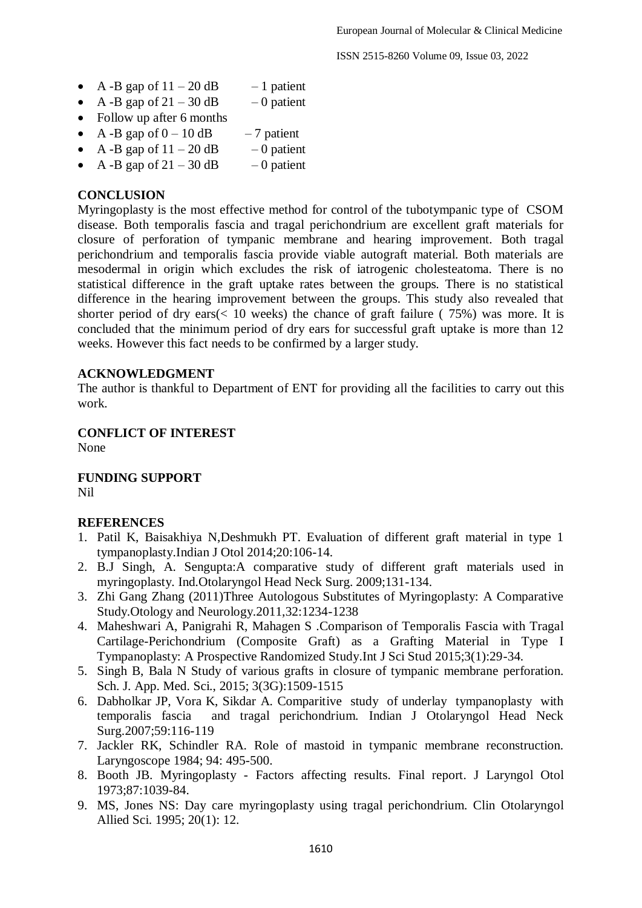- A -B gap of 11 – 20 dB – 1 patient
- A -B gap of 21 – 30 dB – 0 patient
- Follow up after 6 months
- A -B gap of 0 – 10 dB – 7 patient
- A -B gap of 11 – 20 dB – 0 patient
- A -B gap of 21 – 30 dB – 0 patient

## CONCLUSION

Myringoplasty is the most effective method for control of the tubotympanic type of CSOM disease. Both temporalis fascia and tragal perichondrium are excellent graft materials for closure of perforation of tympanic membrane and hearing improvement. Both tragal perichondrium and temporalis fascia provide viable autograft material. Both materials are mesodermal in origin which excludes the risk of iatrogenic cholesteatoma. There is no statistical difference in the graft uptake rates between the groups. There is no statistical difference in the hearing improvement between the groups. This study also revealed that shorter period of dry ears(< 10 weeks) the chance of graft failure ( 75%) was more. It is concluded that the minimum period of dry ears for successful graft uptake is more than 12 weeks. However this fact needs to be confirmed by a larger study.

## ACKNOWLEDGMENT

The author is thankful to Department of ENT for providing all the facilities to carry out this work.

## CONFLICT OF INTEREST

None

## FUNDING SUPPORT

Nil

## REFERENCES

1. Patil K, Baisakhiya N,Deshmukh PT. Evaluation of different graft material in type 1 tympanoplasty.Indian J Otol 2014;20:106-14.
2. B.J Singh, A. Sengupta:A comparative study of different graft materials used in myringoplasty. Ind.Otolaryngol Head Neck Surg. 2009;131-134.
3. Zhi Gang Zhang (2011)Three Autologous Substitutes of Myringoplasty: A Comparative Study.Otology and Neurology.2011,32:1234-1238
4. Maheshwari A, Panigrahi R, Mahagen S .Comparison of Temporalis Fascia with Tragal Cartilage-Perichondrium (Composite Graft) as a Grafting Material in Type I Tympanoplasty: A Prospective Randomized Study.Int J Sci Stud 2015;3(1):29-34.
5. Singh B, Bala N Study of various grafts in closure of tympanic membrane perforation. Sch. J. App. Med. Sci., 2015; 3(3G):1509-1515
6. Dabholkar JP, Vora K, Sikdar A. Comparitive study of underlay tympanoplasty with temporalis fascia and tragal perichondrium. Indian J Otolaryngol Head Neck Surg.2007;59:116-119
7. Jackler RK, Schindler RA. Role of mastoid in tympanic membrane reconstruction. Laryngoscope 1984; 94: 495-500.
8. Booth JB. Myringoplasty - Factors affecting results. Final report. J Laryngol Otol 1973;87:1039-84.
9. MS, Jones NS: Day care myringoplasty using tragal perichondrium. Clin Otolaryngol Allied Sci. 1995; 20(1): 12.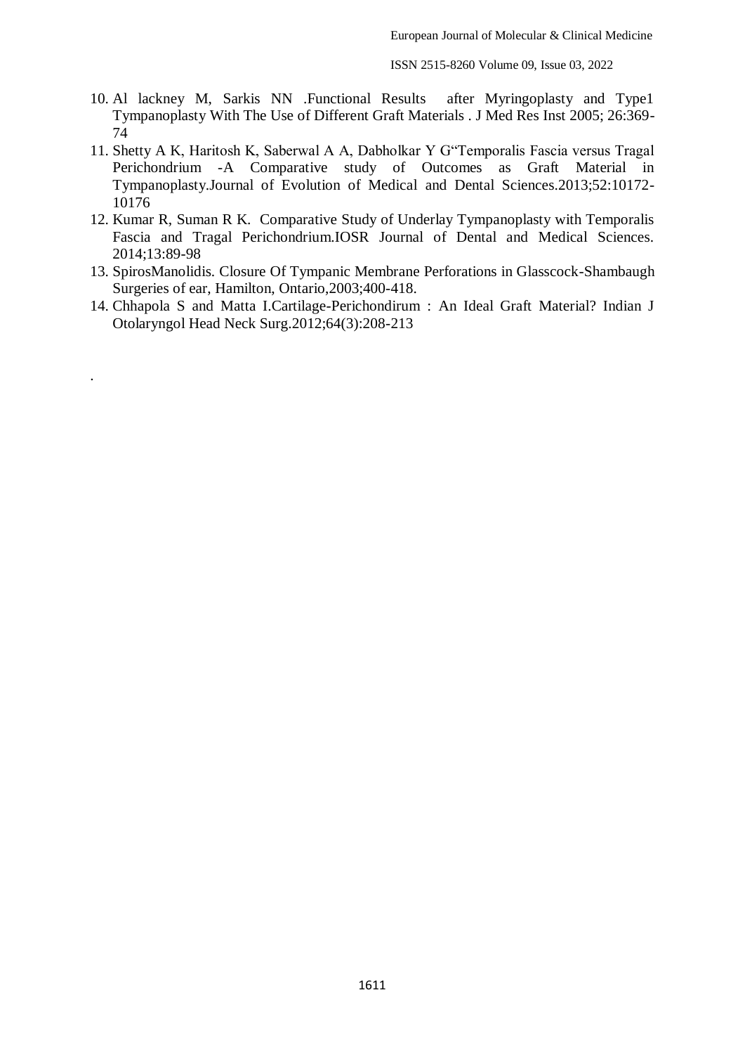10. Al lackney M, Sarkis NN .Functional Results after Myringoplasty and Type1 Tympanoplasty With The Use of Different Graft Materials . J Med Res Inst 2005; 26:369-74
11. Shetty A K, Haritosh K, Saberwal A A, Dabholkar Y G"Temporalis Fascia versus Tragal Perichondrium -A Comparative study of Outcomes as Graft Material in Tympanoplasty.Journal of Evolution of Medical and Dental Sciences.2013;52:10172-10176
12. Kumar R, Suman R K. Comparative Study of Underlay Tympanoplasty with Temporalis Fascia and Tragal Perichondrium.IOSR Journal of Dental and Medical Sciences. 2014;13:89-98
13. SpirosManolidis. Closure Of Tympanic Membrane Perforations in Glasscock-Shambaugh Surgeries of ear, Hamilton, Ontario,2003;400-418.
14. Chhapola S and Matta I.Cartilage-Perichondirum : An Ideal Graft Material? Indian J Otolaryngol Head Neck Surg.2012;64(3):208-213

.